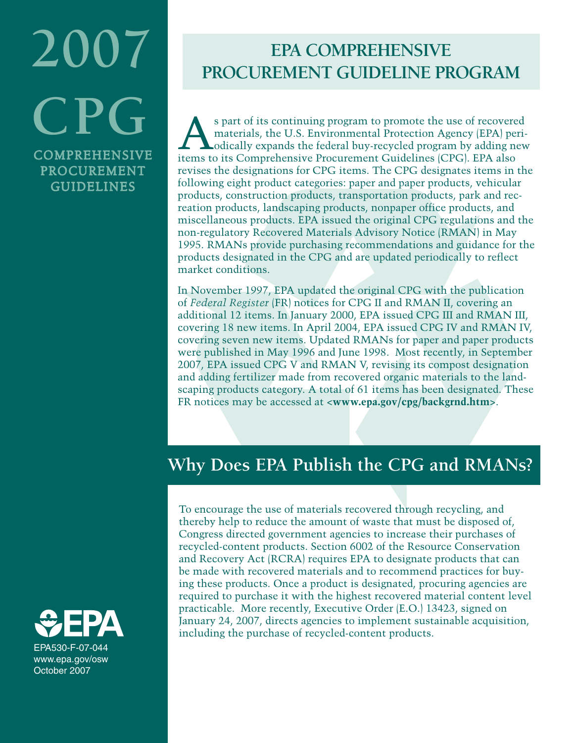# 2007 CPG

## COMPREHENSIVE PROCUREMENT GUIDELINES

## EPA COMPREHENSIVE PROCUREMENT GUIDELINE PROGRAM

As part of its continuing program to promote the use of recovered materials, the U.S. Environmental Protection Agency (EPA) periodically expands the federal buy-recycled program by adding new items to its Comprehensive Procurement Guidelines (CPG). EPA also revises the designations for CPG items. The CPG designates items in the following eight product categories: paper and paper products, vehicular products, construction products, transportation products, park and recreation products, landscaping products, nonpaper office products, and miscellaneous products. EPA issued the original CPG regulations and the non-regulatory Recovered Materials Advisory Notice (RMAN) in May 1995. RMANs provide purchasing recommendations and guidance for the products designated in the CPG and are updated periodically to reflect market conditions.

In November 1997, EPA updated the original CPG with the publication of *Federal Register* (FR) notices for CPG II and RMAN II, covering an additional 12 items. In January 2000, EPA issued CPG III and RMAN III, covering 18 new items. In April 2004, EPA issued CPG IV and RMAN IV, covering seven new items. Updated RMANs for paper and paper products were published in May 1996 and June 1998. Most recently, in September 2007, EPA issued CPG V and RMAN V, revising its compost designation and adding fertilizer made from recovered organic materials to the landscaping products category. A total of 61 items has been designated. These FR notices may be accessed at **<www.epa.gov/cpg/backgrnd.htm>**.

## Why Does EPA Publish the CPG and RMANs?

To encourage the use of materials recovered through recycling, and thereby help to reduce the amount of waste that must be disposed of, Congress directed government agencies to increase their purchases of recycled-content products. Section 6002 of the Resource Conservation and Recovery Act (RCRA) requires EPA to designate products that can be made with recovered materials and to recommend practices for buying these products. Once a product is designated, procuring agencies are required to purchase it with the highest recovered material content level practicable. More recently, Executive Order (E.O.) 13423, signed on January 24, 2007, directs agencies to implement sustainable acquisition, including the purchase of recycled-content products.

EPA

EPA530-F-07-044
www.epa.gov/osw
October 2007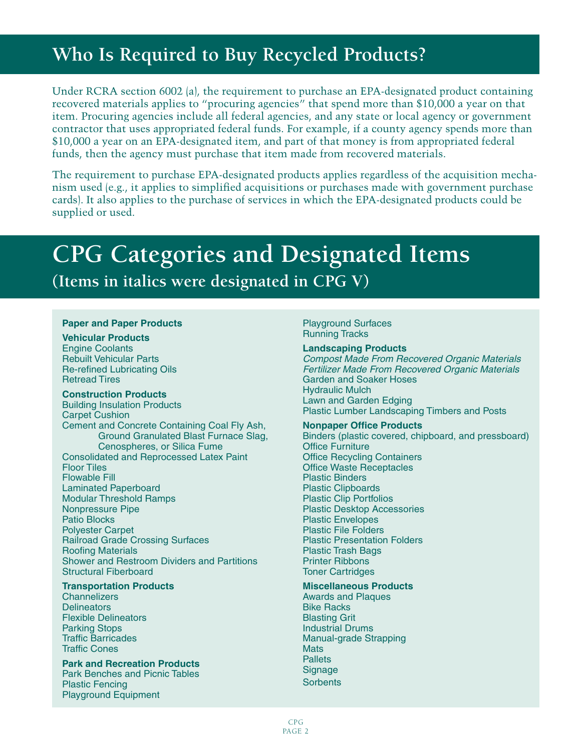## Who Is Required to Buy Recycled Products?

Under RCRA section 6002 (a), the requirement to purchase an EPA-designated product containing recovered materials applies to "procuring agencies" that spend more than $10,000 a year on that item. Procuring agencies include all federal agencies, and any state or local agency or government contractor that uses appropriated federal funds. For example, if a county agency spends more than $10,000 a year on an EPA-designated item, and part of that money is from appropriated federal funds, then the agency must purchase that item made from recovered materials.

The requirement to purchase EPA-designated products applies regardless of the acquisition mechanism used (e.g., it applies to simplified acquisitions or purchases made with government purchase cards). It also applies to the purchase of services in which the EPA-designated products could be supplied or used.

## CPG Categories and Designated Items

### (Items in italics were designated in CPG V)

**Paper and Paper Products**

**Vehicular Products**
- Engine Coolants
- Rebuilt Vehicular Parts
- Re-refined Lubricating Oils
- Retread Tires

**Construction Products**
- Building Insulation Products
- Carpet Cushion
- Cement and Concrete Containing Coal Fly Ash, Ground Granulated Blast Furnace Slag, Cenospheres, or Silica Fume
- Consolidated and Reprocessed Latex Paint
- Floor Tiles
- Flowable Fill
- Laminated Paperboard
- Modular Threshold Ramps
- Nonpressure Pipe
- Patio Blocks
- Polyester Carpet
- Railroad Grade Crossing Surfaces
- Roofing Materials
- Shower and Restroom Dividers and Partitions
- Structural Fiberboard

**Transportation Products**
- Channelizers
- Delineators
- Flexible Delineators
- Parking Stops
- Traffic Barricades
- Traffic Cones

**Park and Recreation Products**
- Park Benches and Picnic Tables
- Plastic Fencing
- Playground Equipment
- Playground Surfaces
- Running Tracks

**Landscaping Products**
- *Compost Made From Recovered Organic Materials*
- *Fertilizer Made From Recovered Organic Materials*
- Garden and Soaker Hoses
- Hydraulic Mulch
- Lawn and Garden Edging
- Plastic Lumber Landscaping Timbers and Posts

**Nonpaper Office Products**
- Binders (plastic covered, chipboard, and pressboard)
- Office Furniture
- Office Recycling Containers
- Office Waste Receptacles
- Plastic Binders
- Plastic Clipboards
- Plastic Clip Portfolios
- Plastic Desktop Accessories
- Plastic Envelopes
- Plastic File Folders
- Plastic Presentation Folders
- Plastic Trash Bags
- Printer Ribbons
- Toner Cartridges

**Miscellaneous Products**
- Awards and Plaques
- Bike Racks
- Blasting Grit
- Industrial Drums
- Manual-grade Strapping
- Mats
- Pallets
- Signage
- Sorbents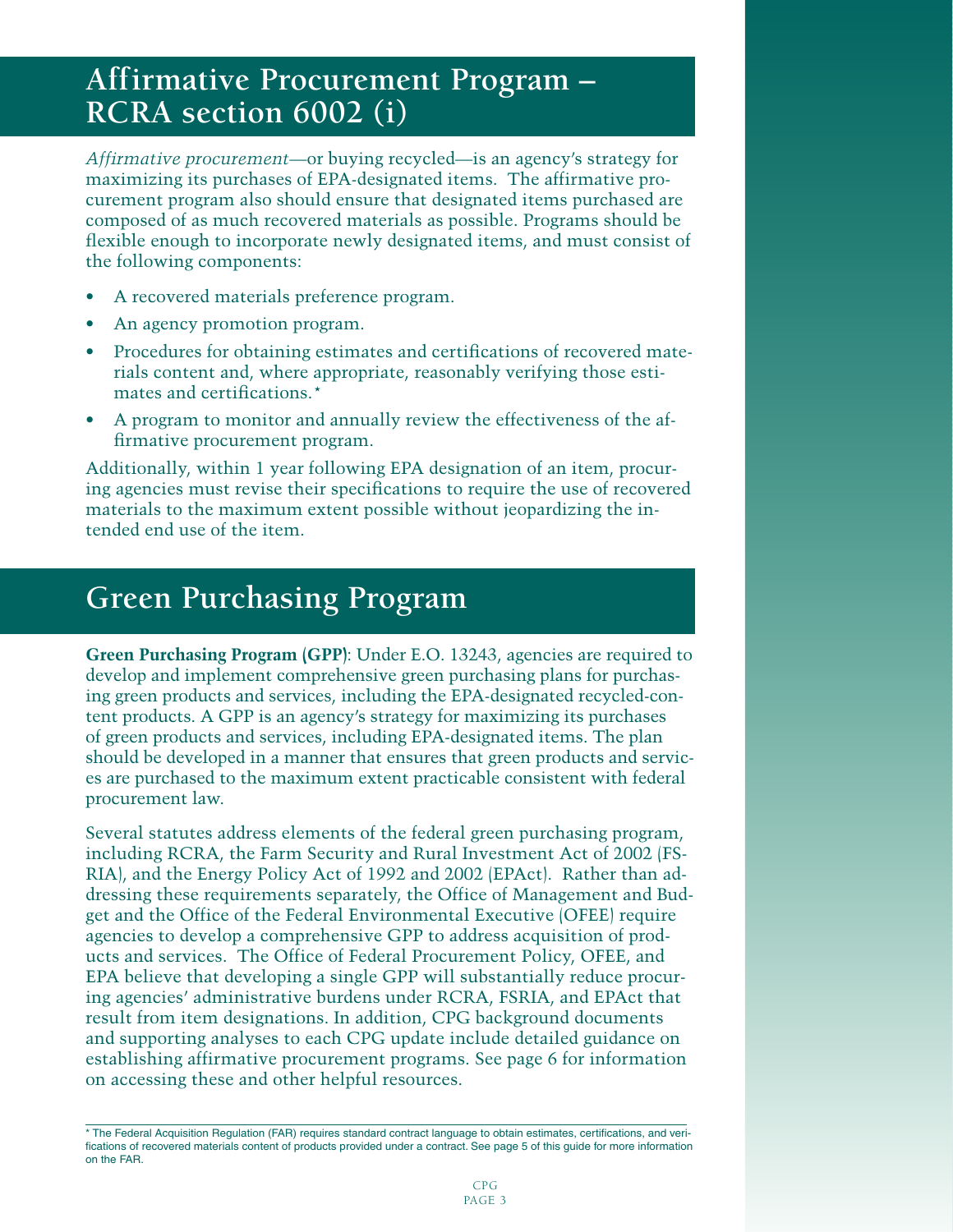## Affirmative Procurement Program – RCRA section 6002 (i)

*Affirmative procurement*—or buying recycled—is an agency's strategy for maximizing its purchases of EPA-designated items. The affirmative procurement program also should ensure that designated items purchased are composed of as much recovered materials as possible. Programs should be flexible enough to incorporate newly designated items, and must consist of the following components:

- A recovered materials preference program.
- An agency promotion program.
- Procedures for obtaining estimates and certifications of recovered materials content and, where appropriate, reasonably verifying those estimates and certifications.*
- A program to monitor and annually review the effectiveness of the affirmative procurement program.

Additionally, within 1 year following EPA designation of an item, procuring agencies must revise their specifications to require the use of recovered materials to the maximum extent possible without jeopardizing the intended end use of the item.

## Green Purchasing Program

**Green Purchasing Program (GPP)**: Under E.O. 13243, agencies are required to develop and implement comprehensive green purchasing plans for purchasing green products and services, including the EPA-designated recycled-content products. A GPP is an agency's strategy for maximizing its purchases of green products and services, including EPA-designated items. The plan should be developed in a manner that ensures that green products and services are purchased to the maximum extent practicable consistent with federal procurement law.

Several statutes address elements of the federal green purchasing program, including RCRA, the Farm Security and Rural Investment Act of 2002 (FSRIA), and the Energy Policy Act of 1992 and 2002 (EPAct). Rather than addressing these requirements separately, the Office of Management and Budget and the Office of the Federal Environmental Executive (OFEE) require agencies to develop a comprehensive GPP to address acquisition of products and services. The Office of Federal Procurement Policy, OFEE, and EPA believe that developing a single GPP will substantially reduce procuring agencies' administrative burdens under RCRA, FSRIA, and EPAct that result from item designations. In addition, CPG background documents and supporting analyses to each CPG update include detailed guidance on establishing affirmative procurement programs. See page 6 for information on accessing these and other helpful resources.

---

* The Federal Acquisition Regulation (FAR) requires standard contract language to obtain estimates, certifications, and verifications of recovered materials content of products provided under a contract. See page 5 of this guide for more information on the FAR.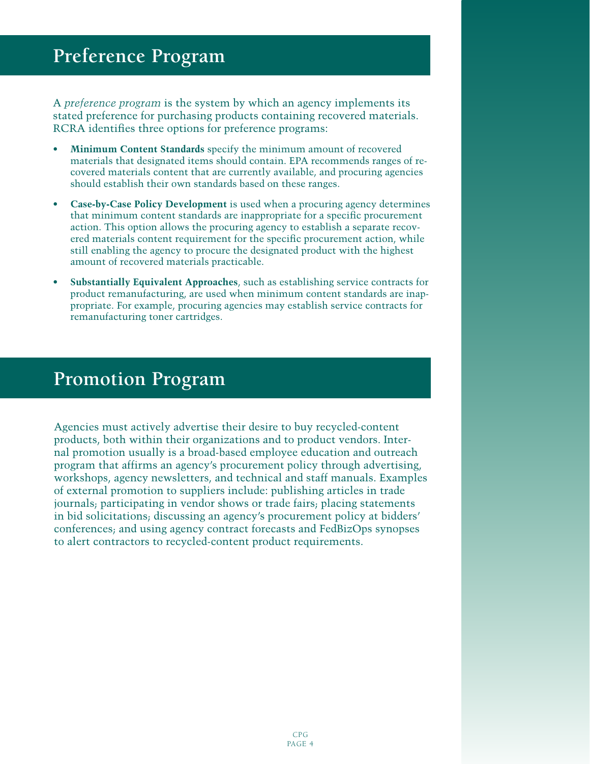## Preference Program

A *preference program* is the system by which an agency implements its stated preference for purchasing products containing recovered materials. RCRA identifies three options for preference programs:

- **Minimum Content Standards** specify the minimum amount of recovered materials that designated items should contain. EPA recommends ranges of recovered materials content that are currently available, and procuring agencies should establish their own standards based on these ranges.
- **Case-by-Case Policy Development** is used when a procuring agency determines that minimum content standards are inappropriate for a specific procurement action. This option allows the procuring agency to establish a separate recovered materials content requirement for the specific procurement action, while still enabling the agency to procure the designated product with the highest amount of recovered materials practicable.
- **Substantially Equivalent Approaches**, such as establishing service contracts for product remanufacturing, are used when minimum content standards are inappropriate. For example, procuring agencies may establish service contracts for remanufacturing toner cartridges.

## Promotion Program

Agencies must actively advertise their desire to buy recycled-content products, both within their organizations and to product vendors. Internal promotion usually is a broad-based employee education and outreach program that affirms an agency's procurement policy through advertising, workshops, agency newsletters, and technical and staff manuals. Examples of external promotion to suppliers include: publishing articles in trade journals; participating in vendor shows or trade fairs; placing statements in bid solicitations; discussing an agency's procurement policy at bidders' conferences; and using agency contract forecasts and FedBizOps synopses to alert contractors to recycled-content product requirements.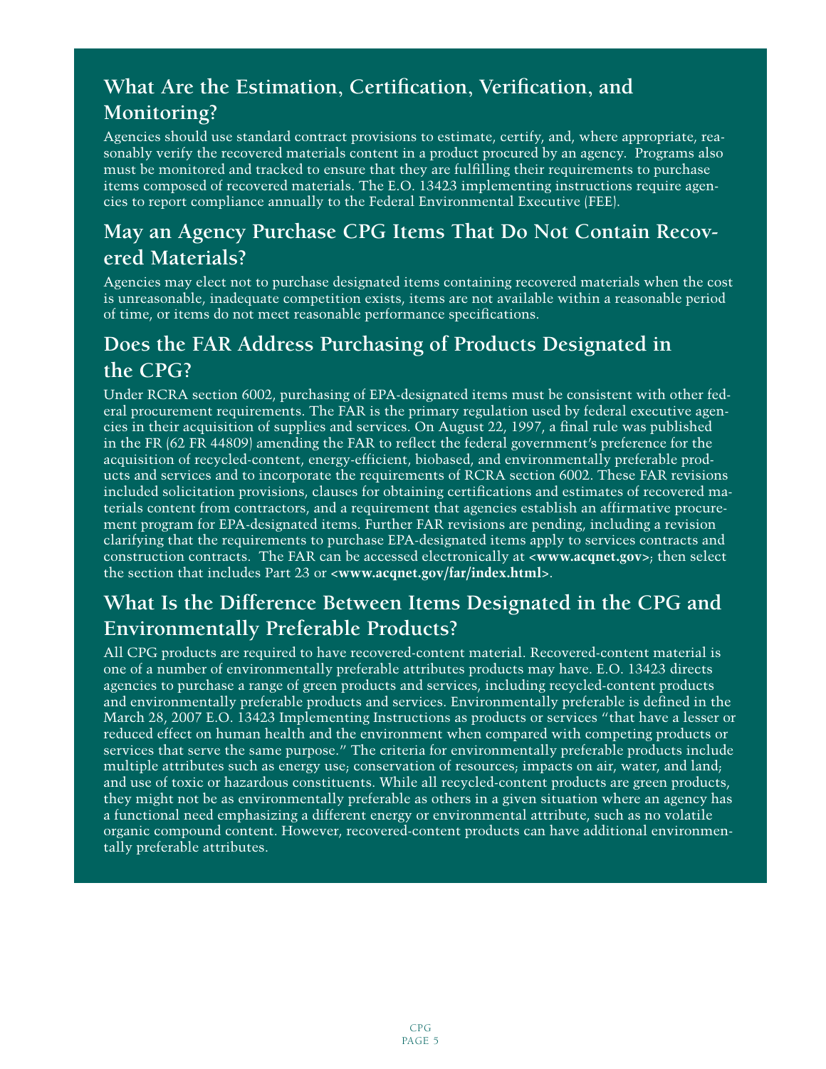## What Are the Estimation, Certification, Verification, and Monitoring?

Agencies should use standard contract provisions to estimate, certify, and, where appropriate, reasonably verify the recovered materials content in a product procured by an agency. Programs also must be monitored and tracked to ensure that they are fulfilling their requirements to purchase items composed of recovered materials. The E.O. 13423 implementing instructions require agencies to report compliance annually to the Federal Environmental Executive (FEE).

## May an Agency Purchase CPG Items That Do Not Contain Recovered Materials?

Agencies may elect not to purchase designated items containing recovered materials when the cost is unreasonable, inadequate competition exists, items are not available within a reasonable period of time, or items do not meet reasonable performance specifications.

## Does the FAR Address Purchasing of Products Designated in the CPG?

Under RCRA section 6002, purchasing of EPA-designated items must be consistent with other federal procurement requirements. The FAR is the primary regulation used by federal executive agencies in their acquisition of supplies and services. On August 22, 1997, a final rule was published in the FR (62 FR 44809) amending the FAR to reflect the federal government's preference for the acquisition of recycled-content, energy-efficient, biobased, and environmentally preferable products and services and to incorporate the requirements of RCRA section 6002. These FAR revisions included solicitation provisions, clauses for obtaining certifications and estimates of recovered materials content from contractors, and a requirement that agencies establish an affirmative procurement program for EPA-designated items. Further FAR revisions are pending, including a revision clarifying that the requirements to purchase EPA-designated items apply to services contracts and construction contracts. The FAR can be accessed electronically at **<www.acqnet.gov>**; then select the section that includes Part 23 or **<www.acqnet.gov/far/index.html>**.

## What Is the Difference Between Items Designated in the CPG and Environmentally Preferable Products?

All CPG products are required to have recovered-content material. Recovered-content material is one of a number of environmentally preferable attributes products may have. E.O. 13423 directs agencies to purchase a range of green products and services, including recycled-content products and environmentally preferable products and services. Environmentally preferable is defined in the March 28, 2007 E.O. 13423 Implementing Instructions as products or services "that have a lesser or reduced effect on human health and the environment when compared with competing products or services that serve the same purpose." The criteria for environmentally preferable products include multiple attributes such as energy use; conservation of resources; impacts on air, water, and land; and use of toxic or hazardous constituents. While all recycled-content products are green products, they might not be as environmentally preferable as others in a given situation where an agency has a functional need emphasizing a different energy or environmental attribute, such as no volatile organic compound content. However, recovered-content products can have additional environmentally preferable attributes.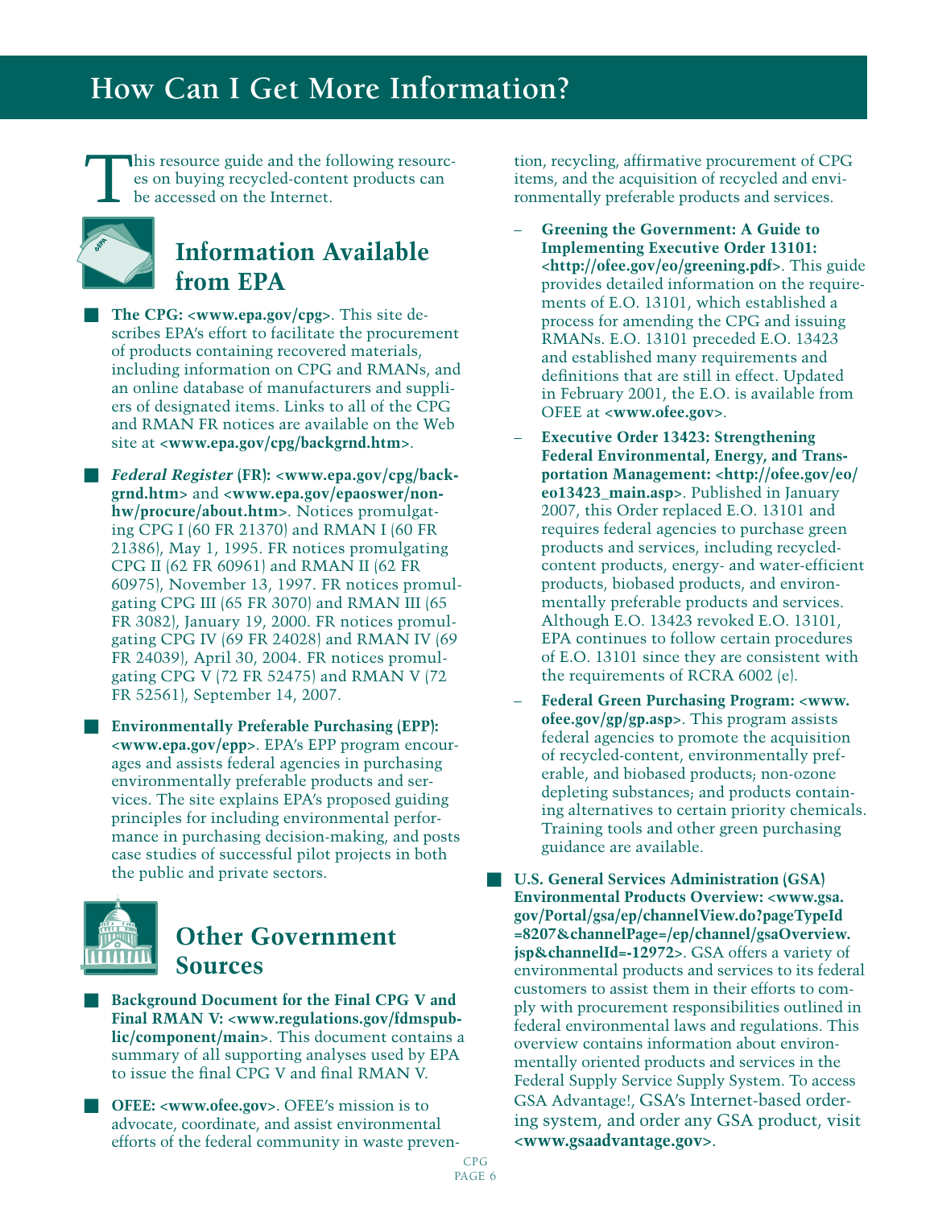# How Can I Get More Information?

This resource guide and the following resources on buying recycled-content products can be accessed on the Internet.

## Information Available from EPA

- **The CPG: <www.epa.gov/cpg>**. This site describes EPA's effort to facilitate the procurement of products containing recovered materials, including information on CPG and RMANs, and an online database of manufacturers and suppliers of designated items. Links to all of the CPG and RMAN FR notices are available on the Web site at **<www.epa.gov/cpg/backgrnd.htm>**.

- ***Federal Register* (FR): <www.epa.gov/cpg/backgrnd.htm>** and **<www.epa.gov/epaoswer/non-hw/procure/about.htm>**. Notices promulgating CPG I (60 FR 21370) and RMAN I (60 FR 21386), May 1, 1995. FR notices promulgating CPG II (62 FR 60961) and RMAN II (62 FR 60975), November 13, 1997. FR notices promulgating CPG III (65 FR 3070) and RMAN III (65 FR 3082), January 19, 2000. FR notices promulgating CPG IV (69 FR 24028) and RMAN IV (69 FR 24039), April 30, 2004. FR notices promulgating CPG V (72 FR 52475) and RMAN V (72 FR 52561), September 14, 2007.

- **Environmentally Preferable Purchasing (EPP): <www.epa.gov/epp>**. EPA's EPP program encourages and assists federal agencies in purchasing environmentally preferable products and services. The site explains EPA's proposed guiding principles for including environmental performance in purchasing decision-making, and posts case studies of successful pilot projects in both the public and private sectors.

## Other Government Sources

- **Background Document for the Final CPG V and Final RMAN V: <www.regulations.gov/fdmspublic/component/main>**. This document contains a summary of all supporting analyses used by EPA to issue the final CPG V and final RMAN V.

- **OFEE: <www.ofee.gov>**. OFEE's mission is to advocate, coordinate, and assist environmental efforts of the federal community in waste prevention, recycling, affirmative procurement of CPG items, and the acquisition of recycled and environmentally preferable products and services.

  - **Greening the Government: A Guide to Implementing Executive Order 13101: <http://ofee.gov/eo/greening.pdf>**. This guide provides detailed information on the requirements of E.O. 13101, which established a process for amending the CPG and issuing RMANs. E.O. 13101 preceded E.O. 13423 and established many requirements and definitions that are still in effect. Updated in February 2001, the E.O. is available from OFEE at **<www.ofee.gov>**.

  - **Executive Order 13423: Strengthening Federal Environmental, Energy, and Transportation Management: <http://ofee.gov/eo/eo13423_main.asp>**. Published in January 2007, this Order replaced E.O. 13101 and requires federal agencies to purchase green products and services, including recycled-content products, energy- and water-efficient products, biobased products, and environmentally preferable products and services. Although E.O. 13423 revoked E.O. 13101, EPA continues to follow certain procedures of E.O. 13101 since they are consistent with the requirements of RCRA 6002 (e).

  - **Federal Green Purchasing Program: <www.ofee.gov/gp/gp.asp>**. This program assists federal agencies to promote the acquisition of recycled-content, environmentally preferable, and biobased products; non-ozone depleting substances; and products containing alternatives to certain priority chemicals. Training tools and other green purchasing guidance are available.

- **U.S. General Services Administration (GSA) Environmental Products Overview: <www.gsa.gov/Portal/gsa/ep/channelView.do?pageTypeId=8207&channelPage=/ep/channel/gsaOverview.jsp&channelId=-12972>**. GSA offers a variety of environmental products and services to its federal customers to assist them in their efforts to comply with procurement responsibilities outlined in federal environmental laws and regulations. This overview contains information about environmentally oriented products and services in the Federal Supply Service Supply System. To access GSA Advantage!, GSA's Internet-based ordering system, and order any GSA product, visit **<www.gsaadvantage.gov>**.